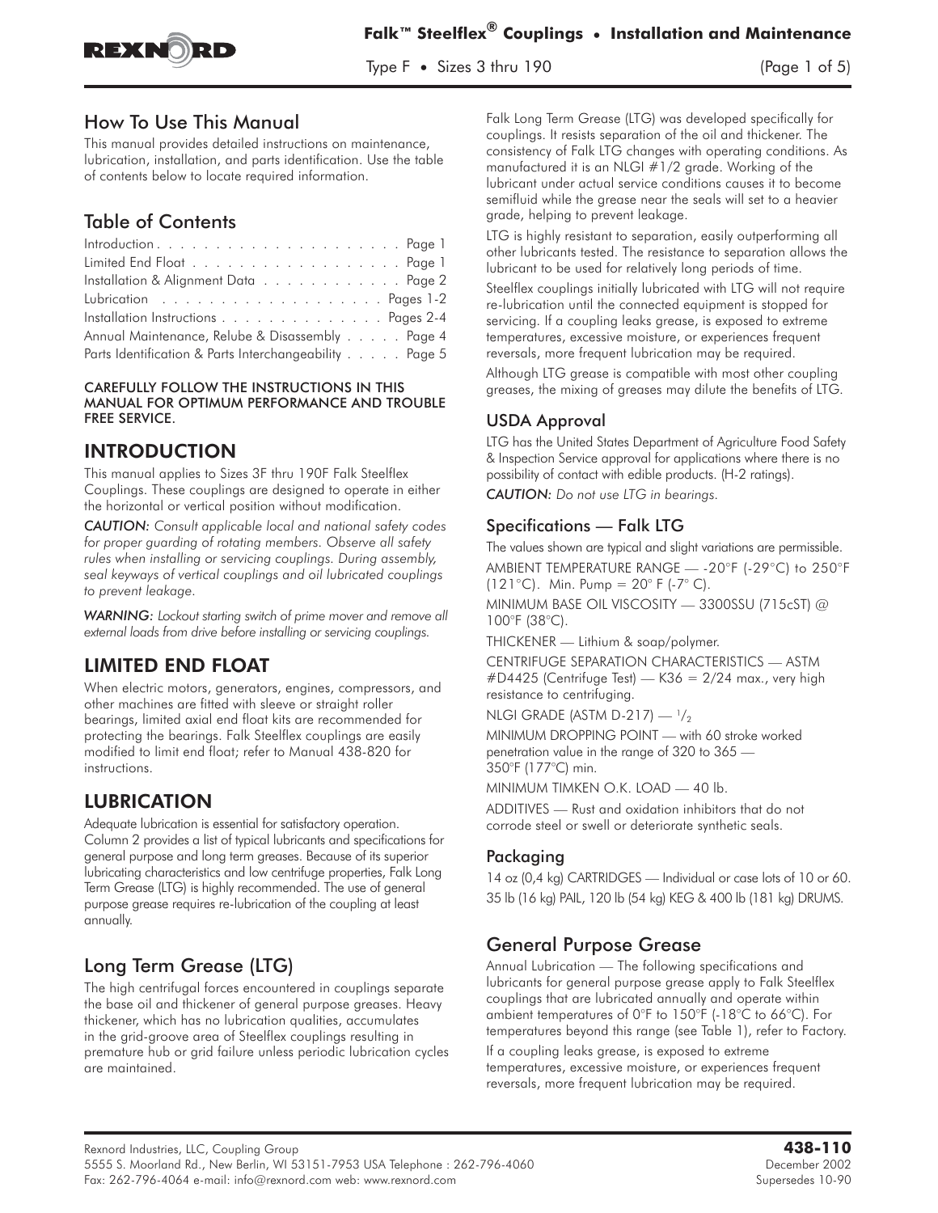# Falk™ Steelflex® Couplings • Installation and Maintenance

Type F • Sizes 3 thru 190

## How To Use This Manual

This manual provides detailed instructions on maintenance, lubrication, installation, and parts identification. Use the table of contents below to locate required information.

## Table of Contents

| | |
|---|---|
| Introduction | Page 1 |
| Limited End Float | Page 1 |
| Installation & Alignment Data | Page 2 |
| Lubrication | Pages 1-2 |
| Installation Instructions | Pages 2-4 |
| Annual Maintenance, Relube & Disassembly | Page 4 |
| Parts Identification & Parts Interchangeability | Page 5 |

CAREFULLY FOLLOW THE INSTRUCTIONS IN THIS MANUAL FOR OPTIMUM PERFORMANCE AND TROUBLE FREE SERVICE.

## INTRODUCTION

This manual applies to Sizes 3F thru 190F Falk Steelflex Couplings. These couplings are designed to operate in either the horizontal or vertical position without modification.

***CAUTION:*** *Consult applicable local and national safety codes for proper guarding of rotating members. Observe all safety rules when installing or servicing couplings. During assembly, seal keyways of vertical couplings and oil lubricated couplings to prevent leakage.*

***WARNING:*** *Lockout starting switch of prime mover and remove all external loads from drive before installing or servicing couplings.*

## LIMITED END FLOAT

When electric motors, generators, engines, compressors, and other machines are fitted with sleeve or straight roller bearings, limited axial end float kits are recommended for protecting the bearings. Falk Steelflex couplings are easily modified to limit end float; refer to Manual 438-820 for instructions.

## LUBRICATION

Adequate lubrication is essential for satisfactory operation. Column 2 provides a list of typical lubricants and specifications for general purpose and long term greases. Because of its superior lubricating characteristics and low centrifuge properties, Falk Long Term Grease (LTG) is highly recommended. The use of general purpose grease requires re-lubrication of the coupling at least annually.

### Long Term Grease (LTG)

The high centrifugal forces encountered in couplings separate the base oil and thickener of general purpose greases. Heavy thickener, which has no lubrication qualities, accumulates in the grid-groove area of Steelflex couplings resulting in premature hub or grid failure unless periodic lubrication cycles are maintained.

Falk Long Term Grease (LTG) was developed specifically for couplings. It resists separation of the oil and thickener. The consistency of Falk LTG changes with operating conditions. As manufactured it is an NLGI #1/2 grade. Working of the lubricant under actual service conditions causes it to become semifluid while the grease near the seals will set to a heavier grade, helping to prevent leakage.

LTG is highly resistant to separation, easily outperforming all other lubricants tested. The resistance to separation allows the lubricant to be used for relatively long periods of time.

Steelflex couplings initially lubricated with LTG will not require re-lubrication until the connected equipment is stopped for servicing. If a coupling leaks grease, is exposed to extreme temperatures, excessive moisture, or experiences frequent reversals, more frequent lubrication may be required.

Although LTG grease is compatible with most other coupling greases, the mixing of greases may dilute the benefits of LTG.

### USDA Approval

LTG has the United States Department of Agriculture Food Safety & Inspection Service approval for applications where there is no possibility of contact with edible products. (H-2 ratings).

***CAUTION:*** *Do not use LTG in bearings.*

### Specifications — Falk LTG

The values shown are typical and slight variations are permissible.

AMBIENT TEMPERATURE RANGE — -20°F (-29°C) to 250°F (121°C). Min. Pump = 20° F (-7° C).

MINIMUM BASE OIL VISCOSITY — 3300SSU (715cST) @ 100°F (38°C).

THICKENER — Lithium & soap/polymer.

CENTRIFUGE SEPARATION CHARACTERISTICS — ASTM #D4425 (Centrifuge Test) — K36 = 2/24 max., very high resistance to centrifuging.

NLGI GRADE (ASTM D-217) — $^1/_2$

MINIMUM DROPPING POINT — with 60 stroke worked penetration value in the range of 320 to 365 — 350°F (177°C) min.

MINIMUM TIMKEN O.K. LOAD — 40 lb.

ADDITIVES — Rust and oxidation inhibitors that do not corrode steel or swell or deteriorate synthetic seals.

### Packaging

14 oz (0,4 kg) CARTRIDGES — Individual or case lots of 10 or 60.
35 lb (16 kg) PAIL, 120 lb (54 kg) KEG & 400 lb (181 kg) DRUMS.

### General Purpose Grease

Annual Lubrication — The following specifications and lubricants for general purpose grease apply to Falk Steelflex couplings that are lubricated annually and operate within ambient temperatures of 0°F to 150°F (-18°C to 66°C). For temperatures beyond this range (see Table 1), refer to Factory.

If a coupling leaks grease, is exposed to extreme temperatures, excessive moisture, or experiences frequent reversals, more frequent lubrication may be required.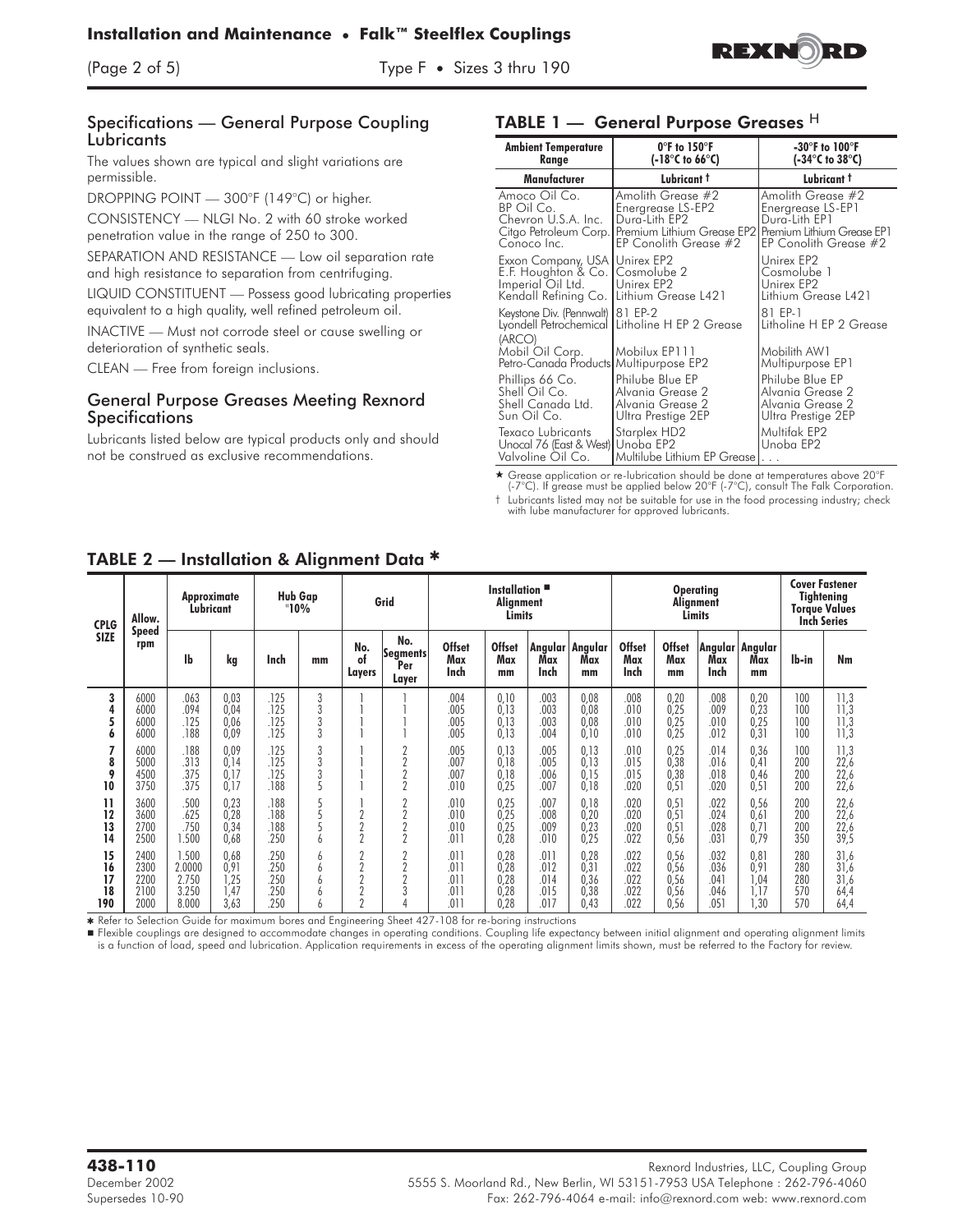## Specifications — General Purpose Coupling Lubricants

The values shown are typical and slight variations are permissible.

DROPPING POINT — 300°F (149°C) or higher.

CONSISTENCY — NLGI No. 2 with 60 stroke worked penetration value in the range of 250 to 300.

SEPARATION AND RESISTANCE — Low oil separation rate and high resistance to separation from centrifuging.

LIQUID CONSTITUENT — Possess good lubricating properties equivalent to a high quality, well refined petroleum oil.

INACTIVE — Must not corrode steel or cause swelling or deterioration of synthetic seals.

CLEAN — Free from foreign inclusions.

## General Purpose Greases Meeting Rexnord Specifications

Lubricants listed below are typical products only and should not be construed as exclusive recommendations.

## TABLE 1 — General Purpose Greases H

| Ambient Temperature Range | 0°F to 150°F (-18°C to 66°C) | -30°F to 100°F (-34°C to 38°C) |
|---|---|---|
| **Manufacturer** | **Lubricant †** | **Lubricant †** |
| Amoco Oil Co. | Amolith Grease #2 | Amolith Grease #2 |
| BP Oil Co. | Energrease LS-EP2 | Energrease LS-EP1 |
| Chevron U.S.A. Inc. | Dura-Lith EP2 | Dura-Lith EP1 |
| Citgo Petroleum Corp. | Premium Lithium Grease EP2 | Premium Lithium Grease EP1 |
| Conoco Inc. | EP Conolith Grease #2 | EP Conolith Grease #2 |
| Exxon Company, USA | Unirex EP2 | Unirex EP2 |
| E.F. Houghton & Co. | Cosmolube 2 | Cosmolube 1 |
| Imperial Oil Ltd. | Unirex EP2 | Unirex EP2 |
| Kendall Refining Co. | Lithium Grease L421 | Lithium Grease L421 |
| Keystone Div. (Pennwalt) | 81 EP-2 | 81 EP-1 |
| Lyondell Petrochemical (ARCO) | Litholine H EP 2 Grease | Litholine H EP 2 Grease |
| Mobil Oil Corp. | Mobilux EP111 | Mobilith AW1 |
| Petro-Canada Products | Multipurpose EP2 | Multipurpose EP1 |
| Phillips 66 Co. | Philube Blue EP | Philube Blue EP |
| Shell Oil Co. | Alvania Grease 2 | Alvania Grease 2 |
| Shell Canada Ltd. | Alvania Grease 2 | Alvania Grease 2 |
| Sun Oil Co. | Ultra Prestige 2EP | Ultra Prestige 2EP |
| Texaco Lubricants | Starplex HD2 | Multifak EP2 |
| Unocal 76 (East & West) | Unoba EP2 | Unoba EP2 |
| Valvoline Oil Co. | Multilube Lithium EP Grease | . . . |

★ Grease application or re-lubrication should be done at temperatures above 20°F (-7°C). If grease must be applied below 20°F (-7°C), consult The Falk Corporation.

† Lubricants listed may not be suitable for use in the food processing industry; check with lube manufacturer for approved lubricants.

## TABLE 2 — Installation & Alignment Data *

| CPLG SIZE | Allow. Speed rpm | Approximate Lubricant | | Hub Gap "10% | | Grid | | Installation ■ Alignment Limits | | | | Operating Alignment Limits | | | | Cover Fastener Tightening Torque Values Inch Series | |
|---|---|---|---|---|---|---|---|---|---|---|---|---|---|---|---|---|---|
| | | lb | kg | Inch | mm | No. of Layers | No. Segments Per Layer | Offset Max Inch | Offset Max mm | Angular Max Inch | Angular Max mm | Offset Max Inch | Offset Max mm | Angular Max Inch | Angular Max mm | lb-in | Nm |
| 3 | 6000 | .063 | 0,03 | .125 | 3 | 1 | 1 | .004 | 0,10 | .003 | 0,08 | .008 | 0,20 | .008 | 0,20 | 100 | 11,3 |
| 4 | 6000 | .094 | 0,04 | .125 | 3 | 1 | 1 | .005 | 0,13 | .003 | 0,08 | .010 | 0,25 | .009 | 0,23 | 100 | 11,3 |
| 5 | 6000 | .125 | 0,06 | .125 | 3 | 1 | 1 | .005 | 0,13 | .003 | 0,08 | .010 | 0,25 | .010 | 0,25 | 100 | 11,3 |
| 6 | 6000 | .188 | 0,09 | .125 | 3 | 1 | 1 | .005 | 0,13 | .004 | 0,10 | .010 | 0,25 | .012 | 0,31 | 100 | 11,3 |
| 7 | 6000 | .188 | 0,09 | .125 | 3 | 1 | 2 | .005 | 0,13 | .005 | 0,13 | .010 | 0,25 | .014 | 0,36 | 100 | 11,3 |
| 8 | 5000 | .313 | 0,14 | .125 | 3 | 1 | 2 | .007 | 0,18 | .005 | 0,13 | .015 | 0,38 | .016 | 0,41 | 200 | 22,6 |
| 9 | 4500 | .375 | 0,17 | .125 | 3 | 1 | 2 | .007 | 0,18 | .006 | 0,15 | .015 | 0,38 | .018 | 0,46 | 200 | 22,6 |
| 10 | 3750 | .375 | 0,17 | .188 | 5 | 1 | 2 | .010 | 0,25 | .007 | 0,18 | .020 | 0,51 | .020 | 0,51 | 200 | 22,6 |
| 11 | 3600 | .500 | 0,23 | .188 | 5 | 1 | 2 | .010 | 0,25 | .007 | 0,18 | .020 | 0,51 | .022 | 0,56 | 200 | 22,6 |
| 12 | 3600 | .625 | 0,28 | .188 | 5 | 2 | 2 | .010 | 0,25 | .008 | 0,20 | .020 | 0,51 | .024 | 0,61 | 200 | 22,6 |
| 13 | 2700 | .750 | 0,34 | .188 | 5 | 2 | 2 | .010 | 0,25 | .009 | 0,23 | .020 | 0,51 | .028 | 0,71 | 200 | 22,6 |
| 14 | 2500 | 1.500 | 0,68 | .250 | 6 | 2 | 2 | .011 | 0,28 | .010 | 0,25 | .022 | 0,56 | .031 | 0,79 | 350 | 39,5 |
| 15 | 2400 | 1.500 | 0,68 | .250 | 6 | 2 | 2 | .011 | 0,28 | .011 | 0,28 | .022 | 0,56 | .032 | 0,81 | 280 | 31,6 |
| 16 | 2300 | 2.0000 | 0,91 | .250 | 6 | 2 | 2 | .011 | 0,28 | .012 | 0,31 | .022 | 0,56 | .036 | 0,91 | 280 | 31,6 |
| 17 | 2200 | 2.750 | 1,25 | .250 | 6 | 2 | 2 | .011 | 0,28 | .014 | 0,36 | .022 | 0,56 | .041 | 1,04 | 280 | 31,6 |
| 18 | 2100 | 3.250 | 1,47 | .250 | 6 | 2 | 3 | .011 | 0,28 | .015 | 0,38 | .022 | 0,56 | .046 | 1,17 | 570 | 64,4 |
| 190 | 2000 | 8.000 | 3,63 | .250 | 6 | 2 | 4 | .011 | 0,28 | .017 | 0,43 | .022 | 0,56 | .051 | 1,30 | 570 | 64,4 |

* Refer to Selection Guide for maximum bores and Engineering Sheet 427-108 for re-boring instructions

■ Flexible couplings are designed to accommodate changes in operating conditions. Coupling life expectancy between initial alignment and operating alignment limits is a function of load, speed and lubrication. Application requirements in excess of the operating alignment limits shown, must be referred to the Factory for review.

**438-110**
December 2002
Supersedes 10-90

Rexnord Industries, LLC, Coupling Group
5555 S. Moorland Rd., New Berlin, WI 53151-7953 USA Telephone : 262-796-4060
Fax: 262-796-4064 e-mail: info@rexnord.com web: www.rexnord.com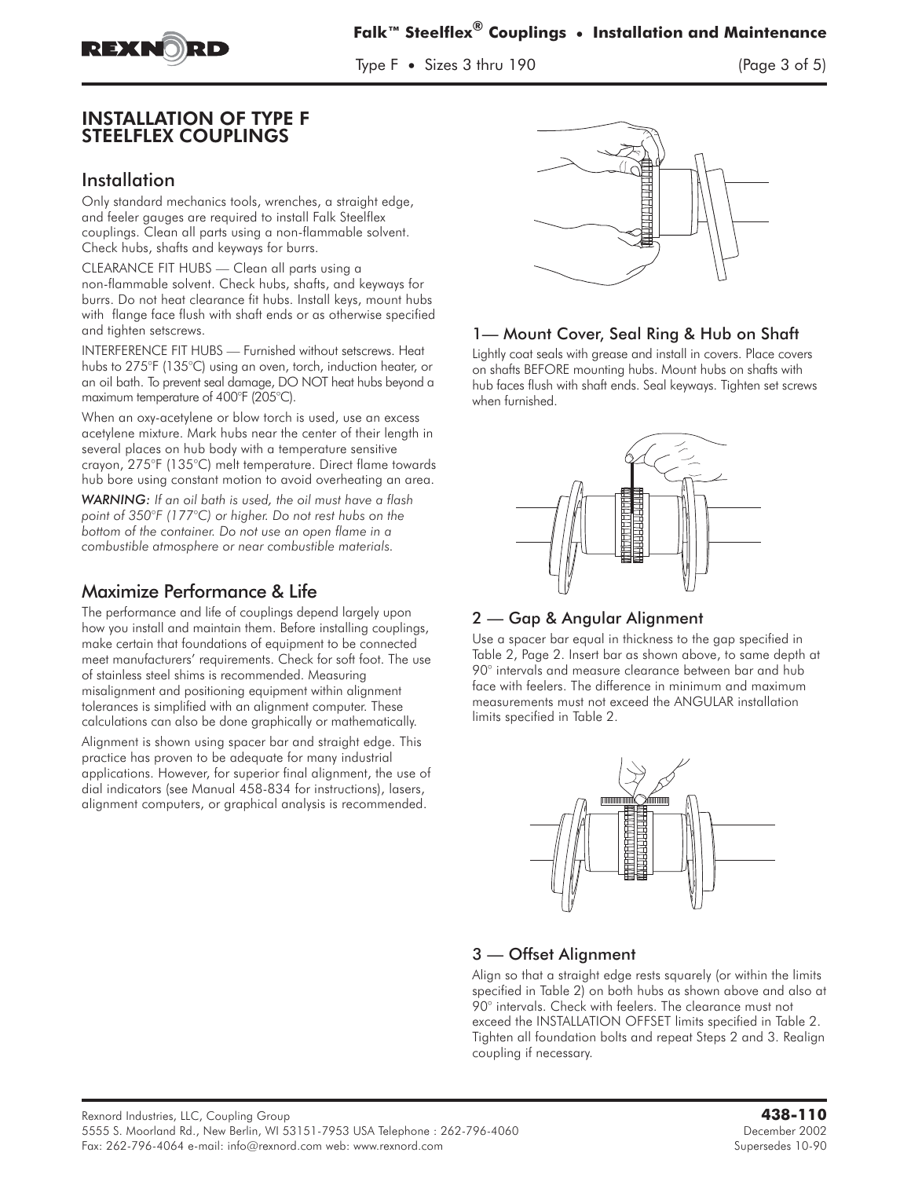## INSTALLATION OF TYPE F STEELFLEX COUPLINGS

### Installation

Only standard mechanics tools, wrenches, a straight edge, and feeler gauges are required to install Falk Steelflex couplings. Clean all parts using a non-flammable solvent. Check hubs, shafts and keyways for burrs.

CLEARANCE FIT HUBS — Clean all parts using a non-flammable solvent. Check hubs, shafts, and keyways for burrs. Do not heat clearance fit hubs. Install keys, mount hubs with flange face flush with shaft ends or as otherwise specified and tighten setscrews.

INTERFERENCE FIT HUBS — Furnished without setscrews. Heat hubs to 275°F (135°C) using an oven, torch, induction heater, or an oil bath. To prevent seal damage, DO NOT heat hubs beyond a maximum temperature of 400°F (205°C).

When an oxy-acetylene or blow torch is used, use an excess acetylene mixture. Mark hubs near the center of their length in several places on hub body with a temperature sensitive crayon, 275°F (135°C) melt temperature. Direct flame towards hub bore using constant motion to avoid overheating an area.

*WARNING: If an oil bath is used, the oil must have a flash point of 350°F (177°C) or higher. Do not rest hubs on the bottom of the container. Do not use an open flame in a combustible atmosphere or near combustible materials.*

### Maximize Performance & Life

The performance and life of couplings depend largely upon how you install and maintain them. Before installing couplings, make certain that foundations of equipment to be connected meet manufacturers' requirements. Check for soft foot. The use of stainless steel shims is recommended. Measuring misalignment and positioning equipment within alignment tolerances is simplified with an alignment computer. These calculations can also be done graphically or mathematically.

Alignment is shown using spacer bar and straight edge. This practice has proven to be adequate for many industrial applications. However, for superior final alignment, the use of dial indicators (see Manual 458-834 for instructions), lasers, alignment computers, or graphical analysis is recommended.

### 1— Mount Cover, Seal Ring & Hub on Shaft

Lightly coat seals with grease and install in covers. Place covers on shafts BEFORE mounting hubs. Mount hubs on shafts with hub faces flush with shaft ends. Seal keyways. Tighten set screws when furnished.

### 2 — Gap & Angular Alignment

Use a spacer bar equal in thickness to the gap specified in Table 2, Page 2. Insert bar as shown above, to same depth at 90° intervals and measure clearance between bar and hub face with feelers. The difference in minimum and maximum measurements must not exceed the ANGULAR installation limits specified in Table 2.

### 3 — Offset Alignment

Align so that a straight edge rests squarely (or within the limits specified in Table 2) on both hubs as shown above and also at 90° intervals. Check with feelers. The clearance must not exceed the INSTALLATION OFFSET limits specified in Table 2. Tighten all foundation bolts and repeat Steps 2 and 3. Realign coupling if necessary.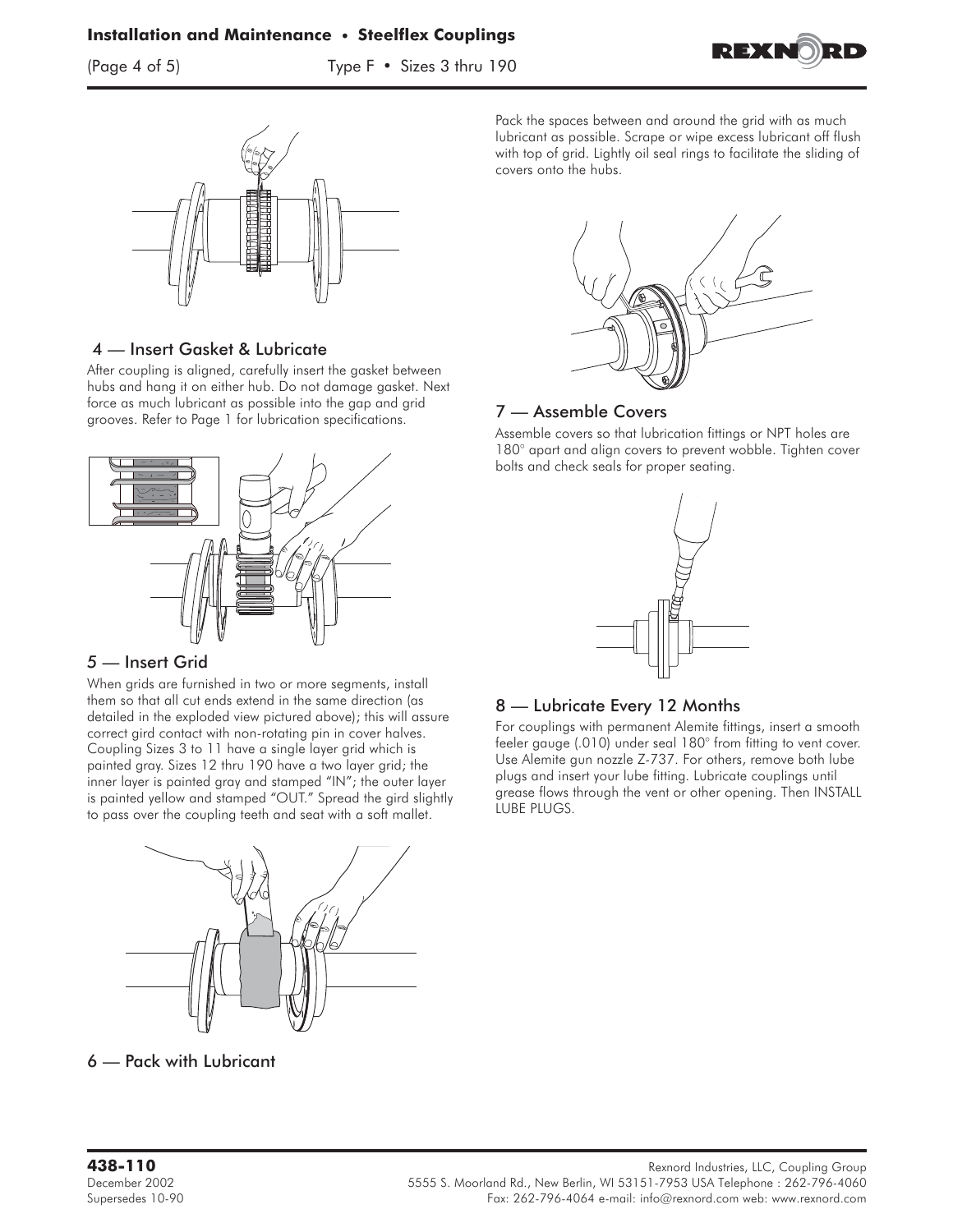## 4 — Insert Gasket & Lubricate

After coupling is aligned, carefully insert the gasket between hubs and hang it on either hub. Do not damage gasket. Next force as much lubricant as possible into the gap and grid grooves. Refer to Page 1 for lubrication specifications.

## 5 — Insert Grid

When grids are furnished in two or more segments, install them so that all cut ends extend in the same direction (as detailed in the exploded view pictured above); this will assure correct gird contact with non-rotating pin in cover halves. Coupling Sizes 3 to 11 have a single layer grid which is painted gray. Sizes 12 thru 190 have a two layer grid; the inner layer is painted gray and stamped "IN"; the outer layer is painted yellow and stamped "OUT." Spread the gird slightly to pass over the coupling teeth and seat with a soft mallet.

## 6 — Pack with Lubricant

Pack the spaces between and around the grid with as much lubricant as possible. Scrape or wipe excess lubricant off flush with top of grid. Lightly oil seal rings to facilitate the sliding of covers onto the hubs.

## 7 — Assemble Covers

Assemble covers so that lubrication fittings or NPT holes are 180° apart and align covers to prevent wobble. Tighten cover bolts and check seals for proper seating.

## 8 — Lubricate Every 12 Months

For couplings with permanent Alemite fittings, insert a smooth feeler gauge (.010) under seal 180° from fitting to vent cover. Use Alemite gun nozzle Z-737. For others, remove both lube plugs and insert your lube fitting. Lubricate couplings until grease flows through the vent or other opening. Then INSTALL LUBE PLUGS.

**438-110**
December 2002
Supersedes 10-90

Rexnord Industries, LLC, Coupling Group
5555 S. Moorland Rd., New Berlin, WI 53151-7953 USA Telephone : 262-796-4060
Fax: 262-796-4064 e-mail: info@rexnord.com web: www.rexnord.com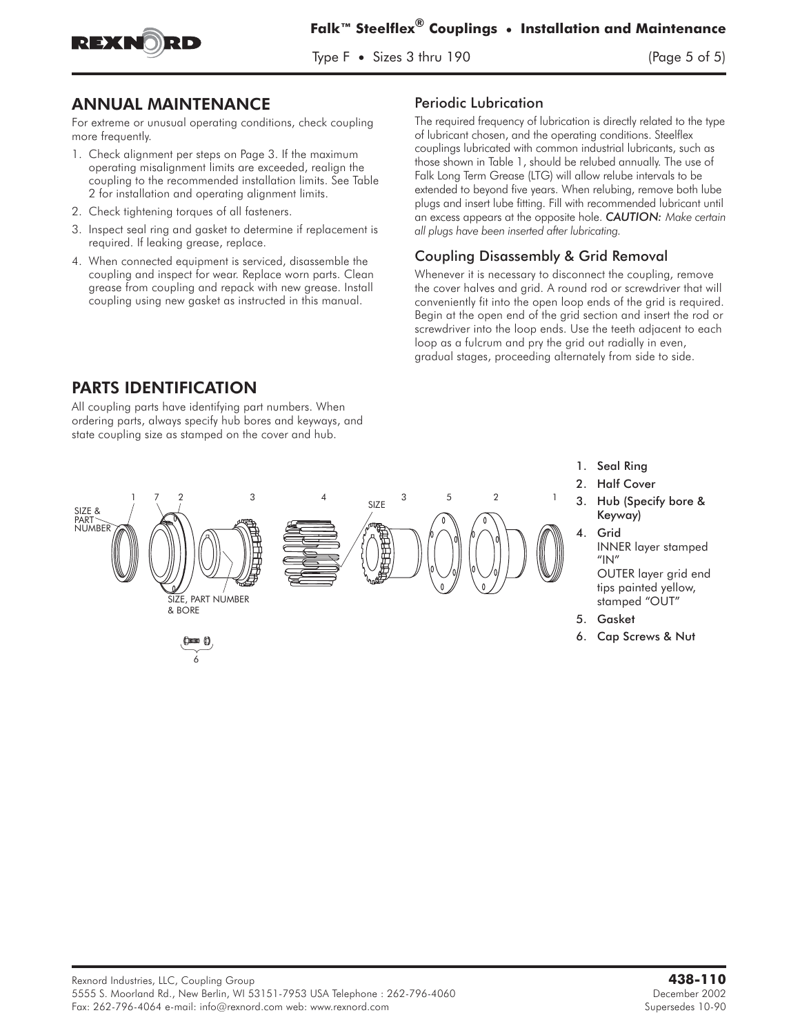## ANNUAL MAINTENANCE

For extreme or unusual operating conditions, check coupling more frequently.

1. Check alignment per steps on Page 3. If the maximum operating misalignment limits are exceeded, realign the coupling to the recommended installation limits. See Table 2 for installation and operating alignment limits.
2. Check tightening torques of all fasteners.
3. Inspect seal ring and gasket to determine if replacement is required. If leaking grease, replace.
4. When connected equipment is serviced, disassemble the coupling and inspect for wear. Replace worn parts. Clean grease from coupling and repack with new grease. Install coupling using new gasket as instructed in this manual.

### Periodic Lubrication

The required frequency of lubrication is directly related to the type of lubricant chosen, and the operating conditions. Steelflex couplings lubricated with common industrial lubricants, such as those shown in Table 1, should be relubed annually. The use of Falk Long Term Grease (LTG) will allow relube intervals to be extended to beyond five years. When relubing, remove both lube plugs and insert lube fitting. Fill with recommended lubricant until an excess appears at the opposite hole. ***CAUTION:*** *Make certain all plugs have been inserted after lubricating.*

### Coupling Disassembly & Grid Removal

Whenever it is necessary to disconnect the coupling, remove the cover halves and grid. A round rod or screwdriver that will conveniently fit into the open loop ends of the grid is required. Begin at the open end of the grid section and insert the rod or screwdriver into the loop ends. Use the teeth adjacent to each loop as a fulcrum and pry the grid out radially in even, gradual stages, proceeding alternately from side to side.

## PARTS IDENTIFICATION

All coupling parts have identifying part numbers. When ordering parts, always specify hub bores and keyways, and state coupling size as stamped on the cover and hub.

1 7 2 3 4 3 5 2 1

SIZE & PART NUMBER

SIZE

SIZE, PART NUMBER & BORE

6

1. **Seal Ring**
2. **Half Cover**
3. **Hub (Specify bore & Keyway)**
4. **Grid**
   INNER layer stamped "IN"
   OUTER layer grid end tips painted yellow, stamped "OUT"
5. **Gasket**
6. **Cap Screws & Nut**